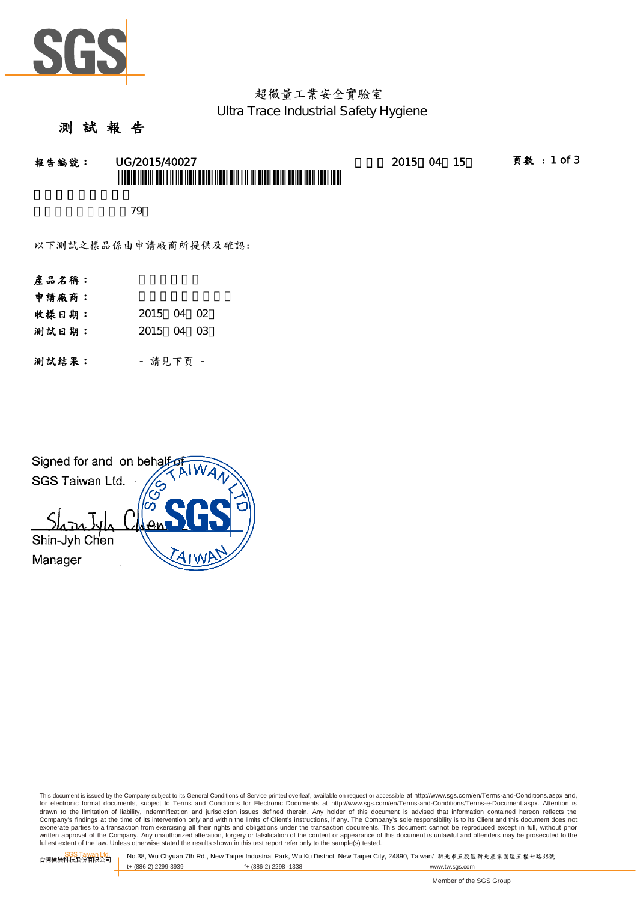超微量工業安全實驗室
Ultra Trace Industrial Safety Hygiene

# 測 試 報 告

**報告編號：** UG/2015/40027　　　2015 04 15　　　**頁數 ：1 of 3**

79

以下測試之樣品係由申請廠商所提供及確認:

**產品名稱：**

**申請廠商：**

**收樣日期：** 2015 04 02

**測試日期：** 2015 04 03

**測試結果：** - 請見下頁 -

Signed for and on behalf of
SGS Taiwan Ltd.

Shin-Jyh Chen
Manager

This document is issued by the Company subject to its General Conditions of Service printed overleaf, available on request or accessible at http://www.sgs.com/en/Terms-and-Conditions.aspx and, for electronic format documents, subject to Terms and Conditions for Electronic Documents at http://www.sgs.com/en/Terms-and-Conditions/Terms-e-Document.aspx. Attention is drawn to the limitation of liability, indemnification and jurisdiction issues defined therein. Any holder of this document is advised that information contained hereon reflects the Company's findings at the time of its intervention only and within the limits of Client's instructions, if any. The Company's sole responsibility is to its Client and this document does not exonerate parties to a transaction from exercising all their rights and obligations under the transaction documents. This document cannot be reproduced except in full, without prior written approval of the Company. Any unauthorized alteration, forgery or falsification of the content or appearance of this document is unlawful and offenders may be prosecuted to the fullest extent of the law. Unless otherwise stated the results shown in this test report refer only to the sample(s) tested.

SGS Taiwan Ltd. 台灣檢驗科技股份有限公司 | No.38, Wu Chyuan 7th Rd., New Taipei Industrial Park, Wu Ku District, New Taipei City, 24890, Taiwan/ 新北市五股區新北產業園區五權七路38號
t+ (886-2) 2299-3939　f+ (886-2) 2298 -1338　www.tw.sgs.com

Member of the SGS Group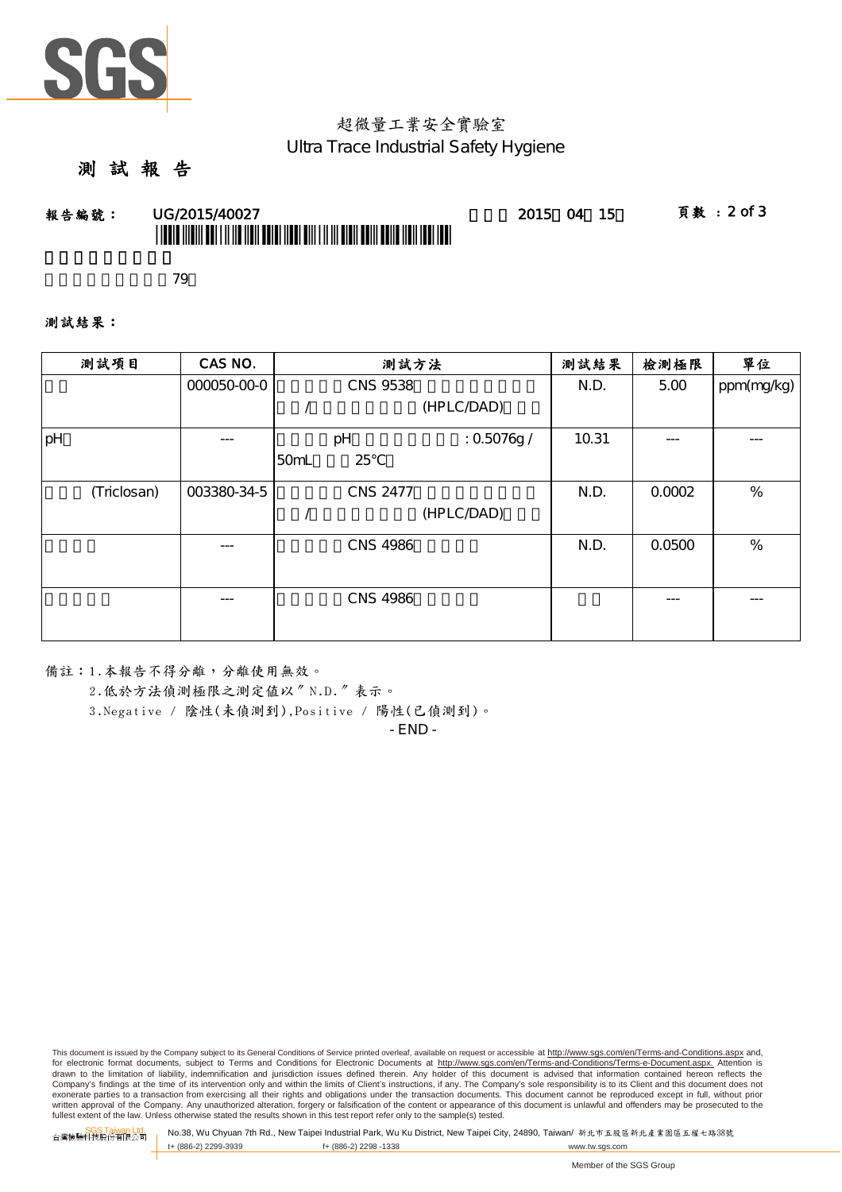超微量工業安全實驗室

Ultra Trace Industrial Safety Hygiene

# 測 試 報 告

報告編號： UG/2015/40027　　　　2015 04 15　　　　頁數 ：2 of 3

79

測試結果：

| 測試項目 | CAS NO. | 測試方法 | 測試結果 | 檢測極限 | 單位 |
|---|---|---|---|---|---|
| | 000050-00-0 | CNS 9538 / (HPLC/DAD) | N.D. | 5.00 | ppm(mg/kg) |
| pH | --- | pH : 0.5076g / 50mL 25℃ | 10.31 | --- | --- |
| (Triclosan) | 003380-34-5 | CNS 2477 / (HPLC/DAD) | N.D. | 0.0002 | % |
| | --- | CNS 4986 | N.D. | 0.0500 | % |
| | --- | CNS 4986 | | --- | --- |

備註：1.本報告不得分離，分離使用無效。

2.低於方法偵測極限之測定值以″N.D.″表示。

3.Negative / 陰性(未偵測到),Positive / 陽性(已偵測到)。

- END -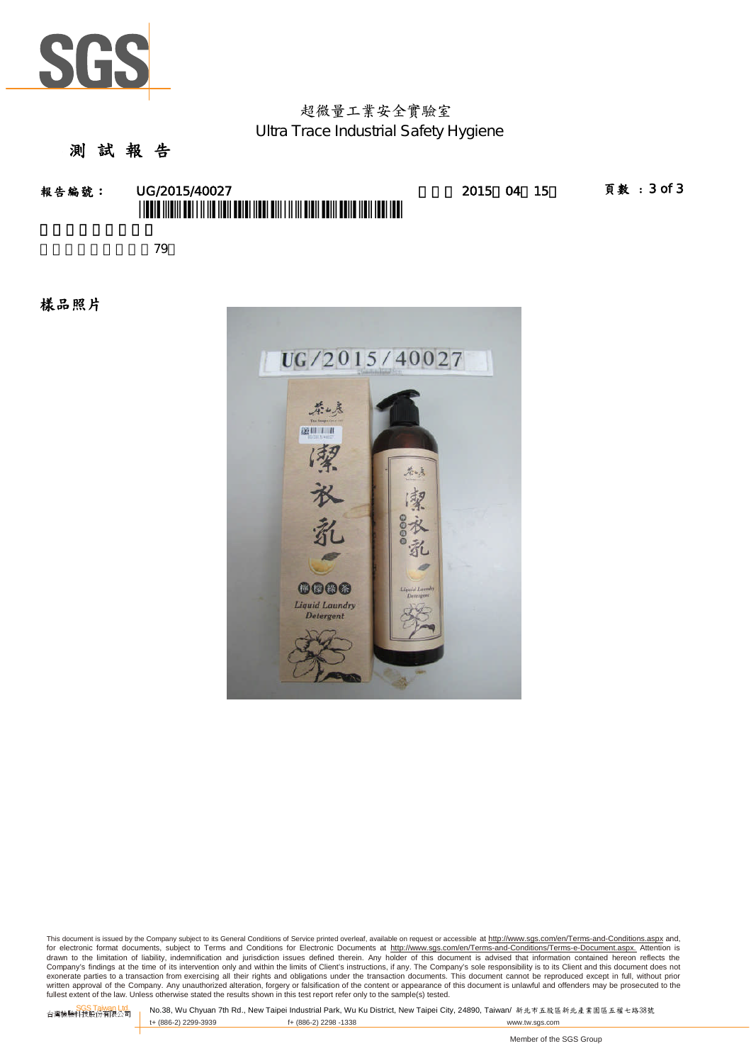# 測 試 報 告

超微量工業安全實驗室
Ultra Trace Industrial Safety Hygiene

報告編號： UG/2015/40027　　　　2015 04 15　　　　

79

## 樣品照片

This document is issued by the Company subject to its General Conditions of Service printed overleaf, available on request or accessible at http://www.sgs.com/en/Terms-and-Conditions.aspx and, for electronic format documents, subject to Terms and Conditions for Electronic Documents at http://www.sgs.com/en/Terms-and-Conditions/Terms-e-Document.aspx. Attention is drawn to the limitation of liability, indemnification and jurisdiction issues defined therein. Any holder of this document is advised that information contained hereon reflects the Company's findings at the time of its intervention only and within the limits of Client's instructions, if any. The Company's sole responsibility is to its Client and this document does not exonerate parties to a transaction from exercising all their rights and obligations under the transaction documents. This document cannot be reproduced except in full, without prior written approval of the Company. Any unauthorized alteration, forgery or falsification of the content or appearance of this document is unlawful and offenders may be prosecuted to the fullest extent of the law. Unless otherwise stated the results shown in this test report refer only to the sample(s) tested.

SGS Taiwan Ltd. 台灣檢驗科技股份有限公司 | No.38, Wu Chyuan 7th Rd., New Taipei Industrial Park, Wu Ku District, New Taipei City, 24890, Taiwan/ 新北市五股區新北產業園區五權七路38號
t+ (886-2) 2299-3939　f+ (886-2) 2298 -1338　www.tw.sgs.com

Member of the SGS Group